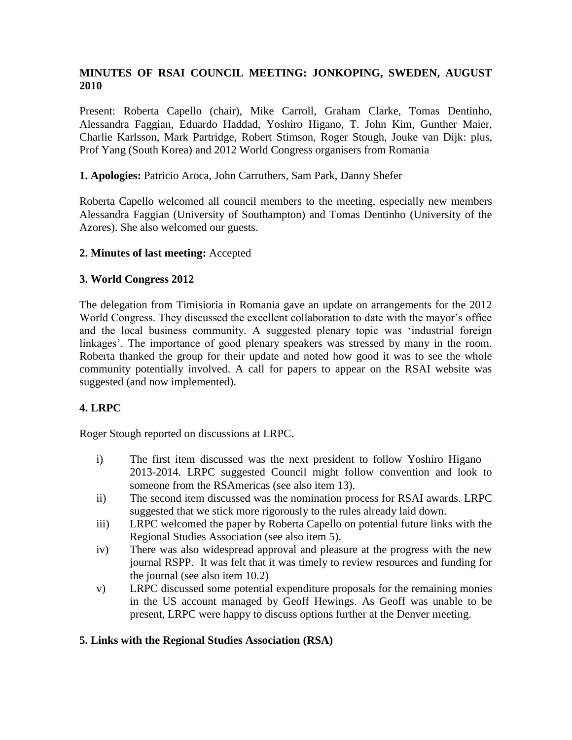**MINUTES OF RSAI COUNCIL MEETING: JONKOPING, SWEDEN, AUGUST 2010**

Present: Roberta Capello (chair), Mike Carroll, Graham Clarke, Tomas Dentinho, Alessandra Faggian, Eduardo Haddad, Yoshiro Higano, T. John Kim, Gunther Maier, Charlie Karlsson, Mark Partridge, Robert Stimson, Roger Stough, Jouke van Dijk: plus, Prof Yang (South Korea) and 2012 World Congress organisers from Romania

**1. Apologies:** Patricio Aroca, John Carruthers, Sam Park, Danny Shefer

Roberta Capello welcomed all council members to the meeting, especially new members Alessandra Faggian (University of Southampton) and Tomas Dentinho (University of the Azores). She also welcomed our guests.

**2. Minutes of last meeting:** Accepted

**3. World Congress 2012**

The delegation from Timisioria in Romania gave an update on arrangements for the 2012 World Congress. They discussed the excellent collaboration to date with the mayor's office and the local business community. A suggested plenary topic was 'industrial foreign linkages'. The importance of good plenary speakers was stressed by many in the room. Roberta thanked the group for their update and noted how good it was to see the whole community potentially involved. A call for papers to appear on the RSAI website was suggested (and now implemented).

**4. LRPC**

Roger Stough reported on discussions at LRPC.

i) The first item discussed was the next president to follow Yoshiro Higano – 2013-2014. LRPC suggested Council might follow convention and look to someone from the RSAmericas (see also item 13).

ii) The second item discussed was the nomination process for RSAI awards. LRPC suggested that we stick more rigorously to the rules already laid down.

iii) LRPC welcomed the paper by Roberta Capello on potential future links with the Regional Studies Association (see also item 5).

iv) There was also widespread approval and pleasure at the progress with the new journal RSPP. It was felt that it was timely to review resources and funding for the journal (see also item 10.2)

v) LRPC discussed some potential expenditure proposals for the remaining monies in the US account managed by Geoff Hewings. As Geoff was unable to be present, LRPC were happy to discuss options further at the Denver meeting.

**5. Links with the Regional Studies Association (RSA)**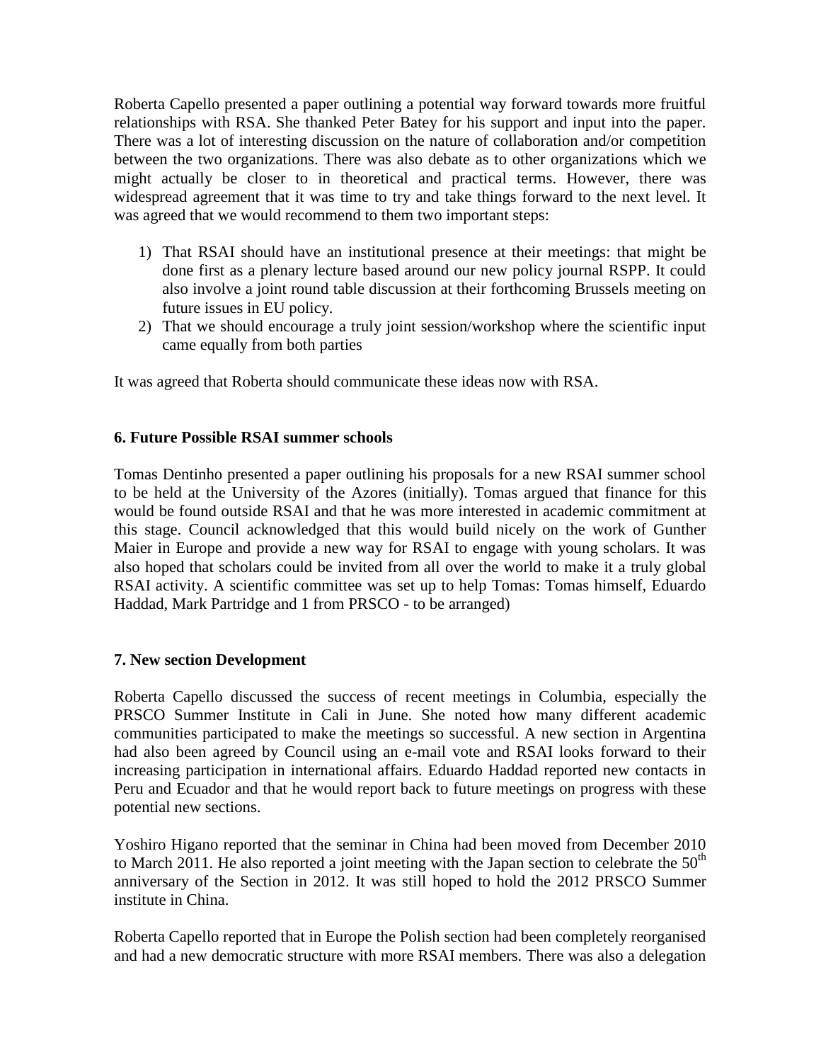Roberta Capello presented a paper outlining a potential way forward towards more fruitful relationships with RSA. She thanked Peter Batey for his support and input into the paper. There was a lot of interesting discussion on the nature of collaboration and/or competition between the two organizations. There was also debate as to other organizations which we might actually be closer to in theoretical and practical terms. However, there was widespread agreement that it was time to try and take things forward to the next level. It was agreed that we would recommend to them two important steps:

1) That RSAI should have an institutional presence at their meetings: that might be done first as a plenary lecture based around our new policy journal RSPP. It could also involve a joint round table discussion at their forthcoming Brussels meeting on future issues in EU policy.
2) That we should encourage a truly joint session/workshop where the scientific input came equally from both parties

It was agreed that Roberta should communicate these ideas now with RSA.

### 6. Future Possible RSAI summer schools

Tomas Dentinho presented a paper outlining his proposals for a new RSAI summer school to be held at the University of the Azores (initially). Tomas argued that finance for this would be found outside RSAI and that he was more interested in academic commitment at this stage. Council acknowledged that this would build nicely on the work of Gunther Maier in Europe and provide a new way for RSAI to engage with young scholars. It was also hoped that scholars could be invited from all over the world to make it a truly global RSAI activity. A scientific committee was set up to help Tomas: Tomas himself, Eduardo Haddad, Mark Partridge and 1 from PRSCO - to be arranged)

### 7. New section Development

Roberta Capello discussed the success of recent meetings in Columbia, especially the PRSCO Summer Institute in Cali in June. She noted how many different academic communities participated to make the meetings so successful. A new section in Argentina had also been agreed by Council using an e-mail vote and RSAI looks forward to their increasing participation in international affairs. Eduardo Haddad reported new contacts in Peru and Ecuador and that he would report back to future meetings on progress with these potential new sections.

Yoshiro Higano reported that the seminar in China had been moved from December 2010 to March 2011. He also reported a joint meeting with the Japan section to celebrate the 50th anniversary of the Section in 2012. It was still hoped to hold the 2012 PRSCO Summer institute in China.

Roberta Capello reported that in Europe the Polish section had been completely reorganised and had a new democratic structure with more RSAI members. There was also a delegation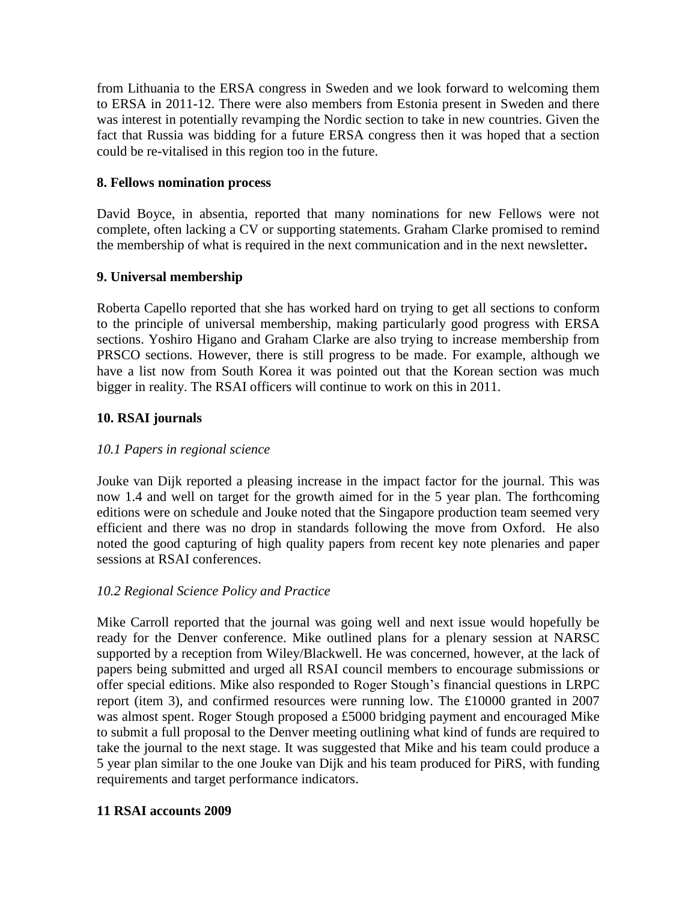from Lithuania to the ERSA congress in Sweden and we look forward to welcoming them to ERSA in 2011-12. There were also members from Estonia present in Sweden and there was interest in potentially revamping the Nordic section to take in new countries. Given the fact that Russia was bidding for a future ERSA congress then it was hoped that a section could be re-vitalised in this region too in the future.

**8. Fellows nomination process**

David Boyce, in absentia, reported that many nominations for new Fellows were not complete, often lacking a CV or supporting statements. Graham Clarke promised to remind the membership of what is required in the next communication and in the next newsletter**.**

**9. Universal membership**

Roberta Capello reported that she has worked hard on trying to get all sections to conform to the principle of universal membership, making particularly good progress with ERSA sections. Yoshiro Higano and Graham Clarke are also trying to increase membership from PRSCO sections. However, there is still progress to be made. For example, although we have a list now from South Korea it was pointed out that the Korean section was much bigger in reality. The RSAI officers will continue to work on this in 2011.

**10. RSAI journals**

*10.1 Papers in regional science*

Jouke van Dijk reported a pleasing increase in the impact factor for the journal. This was now 1.4 and well on target for the growth aimed for in the 5 year plan. The forthcoming editions were on schedule and Jouke noted that the Singapore production team seemed very efficient and there was no drop in standards following the move from Oxford. He also noted the good capturing of high quality papers from recent key note plenaries and paper sessions at RSAI conferences.

*10.2 Regional Science Policy and Practice*

Mike Carroll reported that the journal was going well and next issue would hopefully be ready for the Denver conference. Mike outlined plans for a plenary session at NARSC supported by a reception from Wiley/Blackwell. He was concerned, however, at the lack of papers being submitted and urged all RSAI council members to encourage submissions or offer special editions. Mike also responded to Roger Stough's financial questions in LRPC report (item 3), and confirmed resources were running low. The £10000 granted in 2007 was almost spent. Roger Stough proposed a £5000 bridging payment and encouraged Mike to submit a full proposal to the Denver meeting outlining what kind of funds are required to take the journal to the next stage. It was suggested that Mike and his team could produce a 5 year plan similar to the one Jouke van Dijk and his team produced for PiRS, with funding requirements and target performance indicators.

**11 RSAI accounts 2009**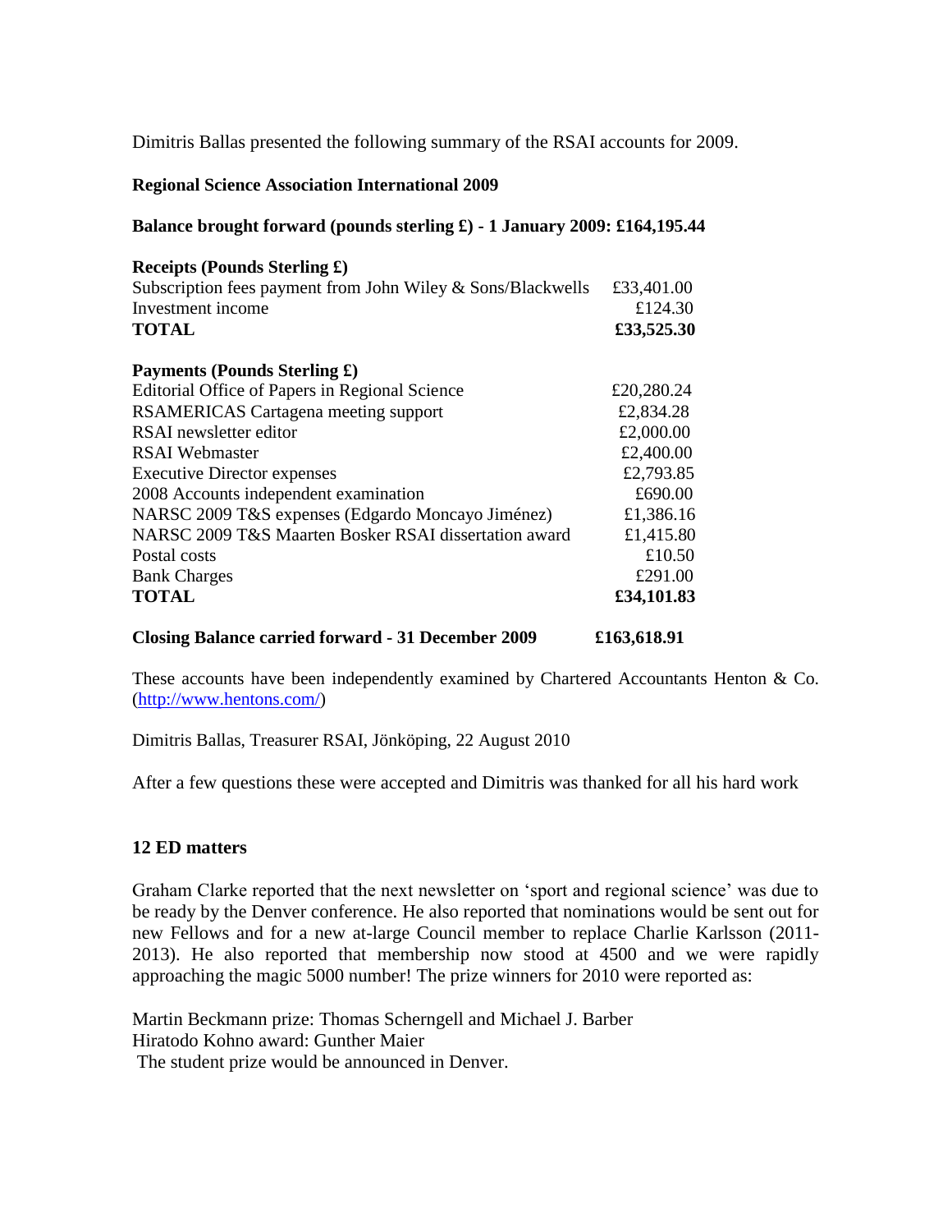Dimitris Ballas presented the following summary of the RSAI accounts for 2009.

**Regional Science Association International 2009**

**Balance brought forward (pounds sterling £) - 1 January 2009: £164,195.44**

| **Receipts (Pounds Sterling £)** | |
|---|---|
| Subscription fees payment from John Wiley & Sons/Blackwells | £33,401.00 |
| Investment income | £124.30 |
| **TOTAL** | **£33,525.30** |

| **Payments (Pounds Sterling £)** | |
|---|---|
| Editorial Office of Papers in Regional Science | £20,280.24 |
| RSAMERICAS Cartagena meeting support | £2,834.28 |
| RSAI newsletter editor | £2,000.00 |
| RSAI Webmaster | £2,400.00 |
| Executive Director expenses | £2,793.85 |
| 2008 Accounts independent examination | £690.00 |
| NARSC 2009 T&S expenses (Edgardo Moncayo Jiménez) | £1,386.16 |
| NARSC 2009 T&S Maarten Bosker RSAI dissertation award | £1,415.80 |
| Postal costs | £10.50 |
| Bank Charges | £291.00 |
| **TOTAL** | **£34,101.83** |

**Closing Balance carried forward - 31 December 2009 £163,618.91**

These accounts have been independently examined by Chartered Accountants Henton & Co. (http://www.hentons.com/)

Dimitris Ballas, Treasurer RSAI, Jönköping, 22 August 2010

After a few questions these were accepted and Dimitris was thanked for all his hard work

**12 ED matters**

Graham Clarke reported that the next newsletter on 'sport and regional science' was due to be ready by the Denver conference. He also reported that nominations would be sent out for new Fellows and for a new at-large Council member to replace Charlie Karlsson (2011-2013). He also reported that membership now stood at 4500 and we were rapidly approaching the magic 5000 number! The prize winners for 2010 were reported as:

Martin Beckmann prize: Thomas Scherngell and Michael J. Barber
Hiratodo Kohno award: Gunther Maier
The student prize would be announced in Denver.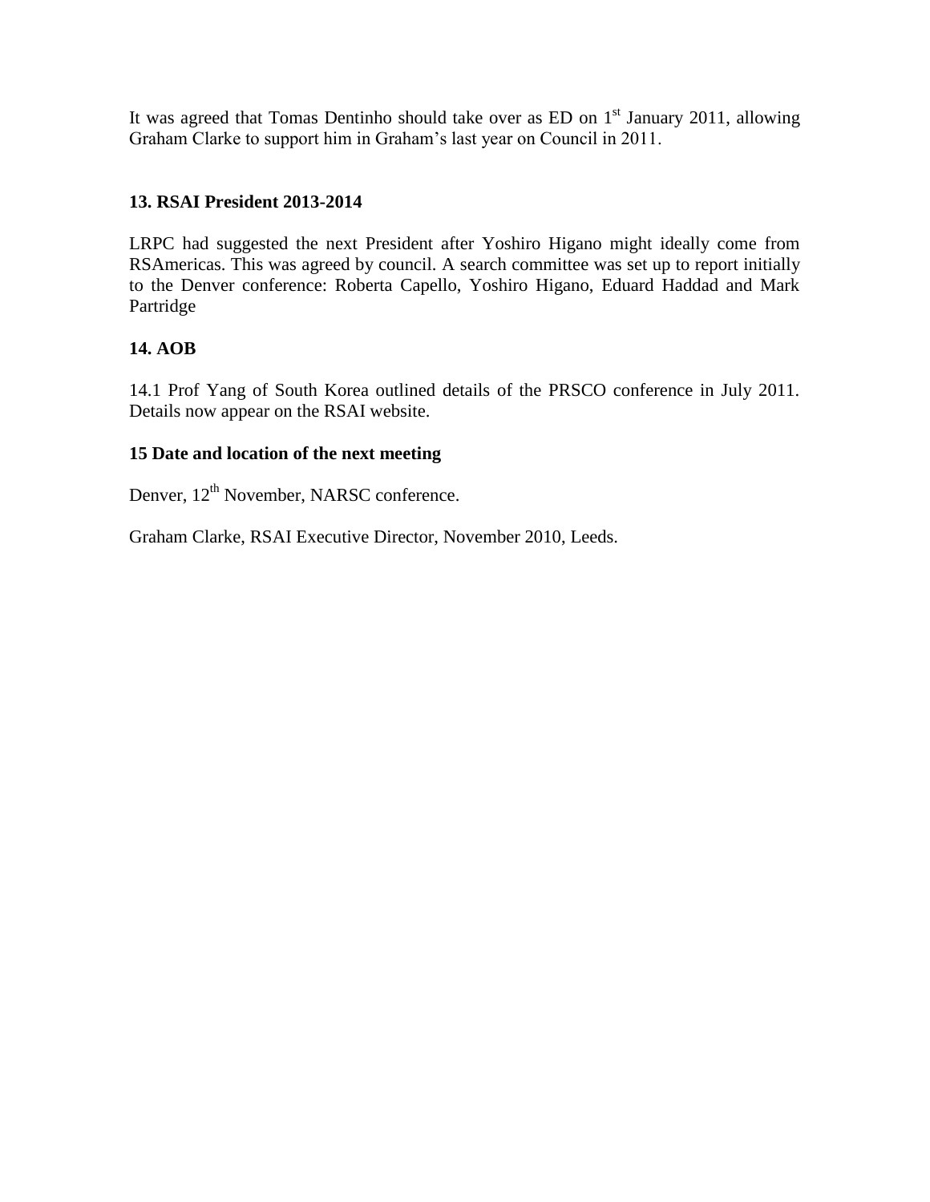It was agreed that Tomas Dentinho should take over as ED on 1st January 2011, allowing Graham Clarke to support him in Graham's last year on Council in 2011.

## 13. RSAI President 2013-2014

LRPC had suggested the next President after Yoshiro Higano might ideally come from RSAmericas. This was agreed by council. A search committee was set up to report initially to the Denver conference: Roberta Capello, Yoshiro Higano, Eduard Haddad and Mark Partridge

## 14. AOB

14.1 Prof Yang of South Korea outlined details of the PRSCO conference in July 2011. Details now appear on the RSAI website.

## 15 Date and location of the next meeting

Denver, 12th November, NARSC conference.

Graham Clarke, RSAI Executive Director, November 2010, Leeds.